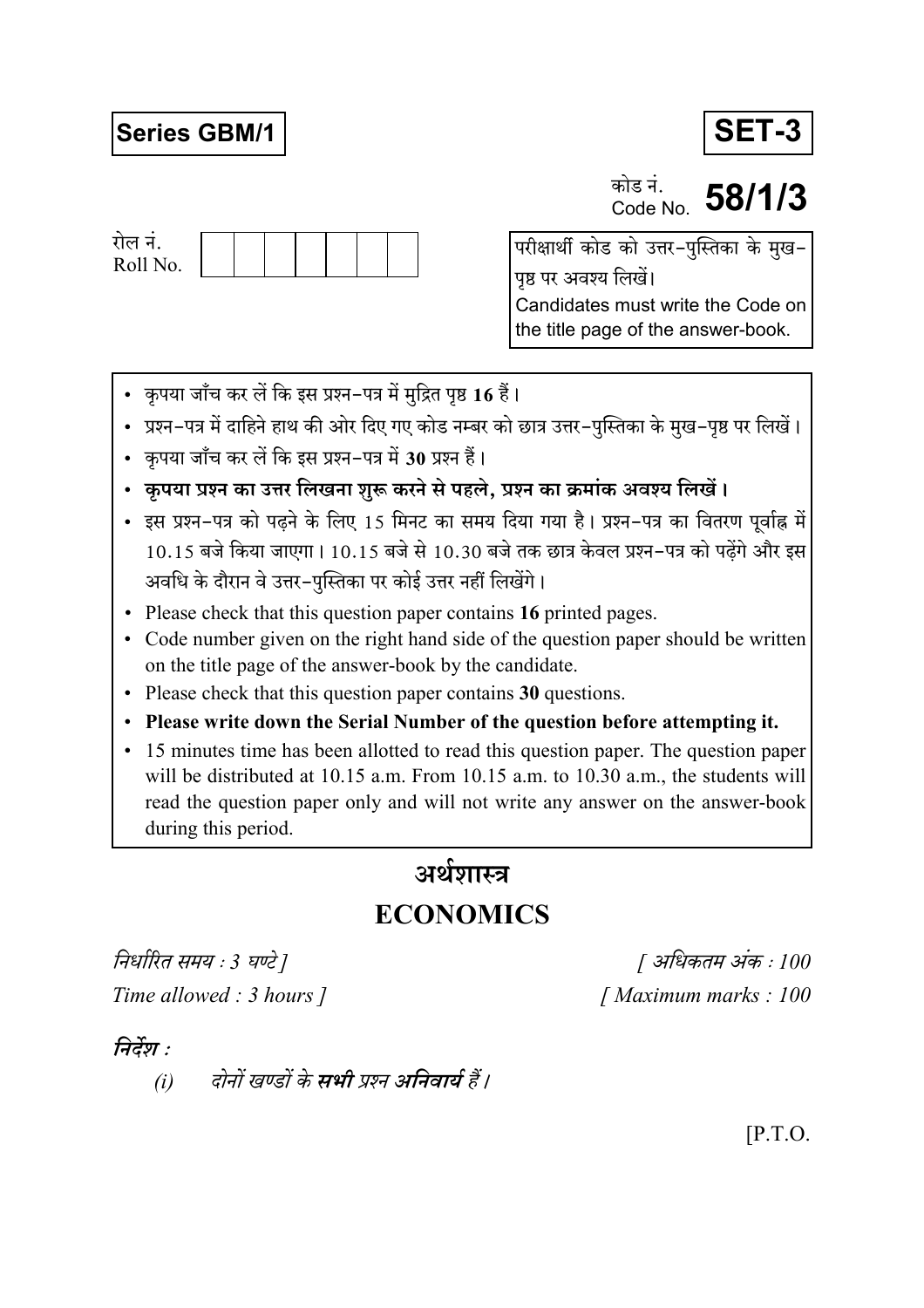**Series GBM/1**

**SET-3**

कोड नं.
Code No. **58/1/3**

रोल नं.
Roll No.

| | | | | | | | |
|---|---|---|---|---|---|---|---|
| | | | | | | | |

परीक्षार्थी कोड को उत्तर-पुस्तिका के मुख-पृष्ठ पर अवश्य लिखें।
Candidates must write the Code on the title page of the answer-book.

- कृपया जाँच कर लें कि इस प्रश्न-पत्र में मुद्रित पृष्ठ **16** हैं।
- प्रश्न-पत्र में दाहिने हाथ की ओर दिए गए कोड नम्बर को छात्र उत्तर-पुस्तिका के मुख-पृष्ठ पर लिखें।
- कृपया जाँच कर लें कि इस प्रश्न-पत्र में **30** प्रश्न हैं।
- **कृपया प्रश्न का उत्तर लिखना शुरू करने से पहले, प्रश्न का क्रमांक अवश्य लिखें।**
- इस प्रश्न-पत्र को पढ़ने के लिए 15 मिनट का समय दिया गया है। प्रश्न-पत्र का वितरण पूर्वाह्न में 10.15 बजे किया जाएगा। 10.15 बजे से 10.30 बजे तक छात्र केवल प्रश्न-पत्र को पढ़ेंगे और इस अवधि के दौरान वे उत्तर-पुस्तिका पर कोई उत्तर नहीं लिखेंगे।
- Please check that this question paper contains **16** printed pages.
- Code number given on the right hand side of the question paper should be written on the title page of the answer-book by the candidate.
- Please check that this question paper contains **30** questions.
- **Please write down the Serial Number of the question before attempting it.**
- 15 minutes time has been allotted to read this question paper. The question paper will be distributed at 10.15 a.m. From 10.15 a.m. to 10.30 a.m., the students will read the question paper only and will not write any answer on the answer-book during this period.

# अर्थशास्त्र
# ECONOMICS

*निर्धारित समय : 3 घण्टे]* *[ अधिकतम अंक : 100*

*Time allowed : 3 hours ]* *[ Maximum marks : 100*

***निर्देश :***

*(i) दोनों खण्डों के **सभी** प्रश्न **अनिवार्य** हैं।*

[P.T.O.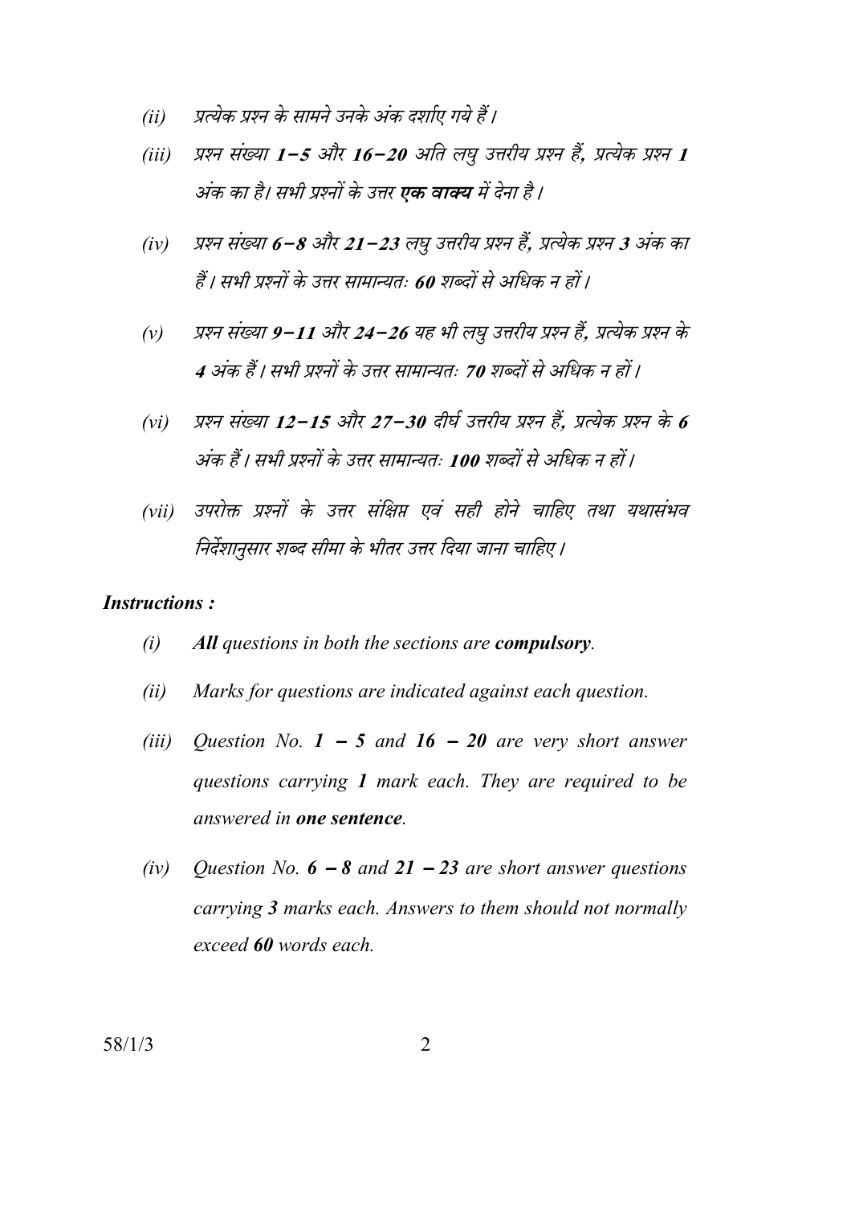*(ii)* *प्रत्येक प्रश्न के सामने उनके अंक दर्शाए गये हैं।*

*(iii)* *प्रश्न संख्या **1–5** और **16–20** अति लघु उत्तरीय प्रश्न हैं, प्रत्येक प्रश्न **1** अंक का है। सभी प्रश्नों के उत्तर **एक वाक्य** में देना है।*

*(iv)* *प्रश्न संख्या **6–8** और **21–23** लघु उत्तरीय प्रश्न हैं, प्रत्येक प्रश्न **3** अंक का हैं। सभी प्रश्नों के उत्तर सामान्यतः **60** शब्दों से अधिक न हों।*

*(v)* *प्रश्न संख्या **9–11** और **24–26** यह भी लघु उत्तरीय प्रश्न हैं, प्रत्येक प्रश्न के **4** अंक हैं। सभी प्रश्नों के उत्तर सामान्यतः **70** शब्दों से अधिक न हों।*

*(vi)* *प्रश्न संख्या **12–15** और **27–30** दीर्घ उत्तरीय प्रश्न हैं, प्रत्येक प्रश्न के **6** अंक हैं। सभी प्रश्नों के उत्तर सामान्यतः **100** शब्दों से अधिक न हों।*

*(vii)* *उपरोक्त प्रश्नों के उत्तर संक्षिप्त एवं सही होने चाहिए तथा यथासंभव निर्देशानुसार शब्द सीमा के भीतर उत्तर दिया जाना चाहिए।*

***Instructions :***

*(i)* ***All** questions in both the sections are **compulsory**.*

*(ii)* *Marks for questions are indicated against each question.*

*(iii)* *Question No. **1 – 5** and **16 – 20** are very short answer questions carrying **1** mark each. They are required to be answered in **one sentence**.*

*(iv)* *Question No. **6 – 8** and **21 – 23** are short answer questions carrying **3** marks each. Answers to them should not normally exceed **60** words each.*

58/1/3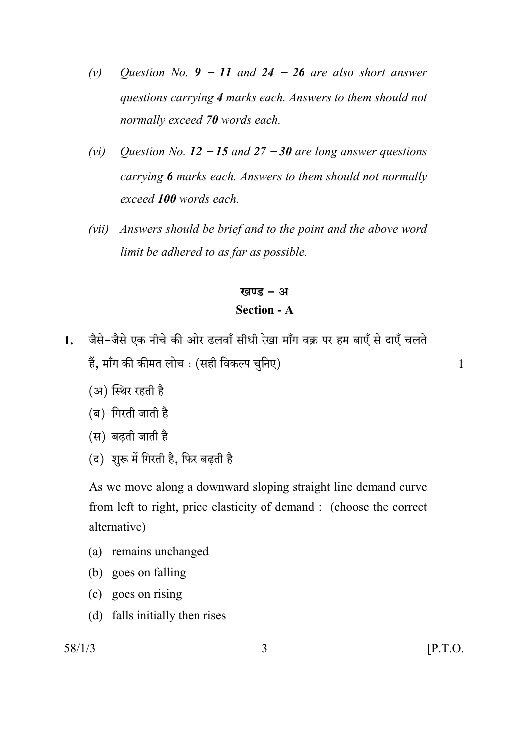(v) *Question No. **9 − 11** and **24 − 26** are also short answer questions carrying **4** marks each. Answers to them should not normally exceed **70** words each.*

(vi) *Question No. **12 − 15** and **27 − 30** are long answer questions carrying **6** marks each. Answers to them should not normally exceed **100** words each.*

(vii) *Answers should be brief and to the point and the above word limit be adhered to as far as possible.*

## खण्ड – अ

## Section - A

**1.** जैसे–जैसे एक नीचे की ओर ढलवाँ सीधी रेखा माँग वक्र पर हम बाएँ से दाएँ चलते हैं, माँग की कीमत लोच : (सही विकल्प चुनिए) 1

(अ) स्थिर रहती है

(ब) गिरती जाती है

(स) बढ़ती जाती है

(द) शुरू में गिरती है, फिर बढ़ती है

As we move along a downward sloping straight line demand curve from left to right, price elasticity of demand : (choose the correct alternative)

(a) remains unchanged

(b) goes on falling

(c) goes on rising

(d) falls initially then rises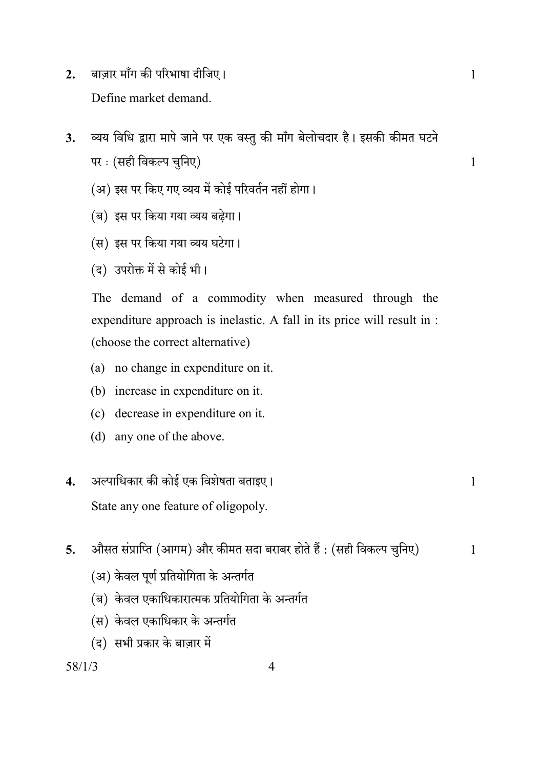2. बाज़ार माँग की परिभाषा दीजिए। 1

Define market demand.

3. व्यय विधि द्वारा मापे जाने पर एक वस्तु की माँग बेलोचदार है। इसकी कीमत घटने पर : (सही विकल्प चुनिए) 1

(अ) इस पर किए गए व्यय में कोई परिवर्तन नहीं होगा।

(ब) इस पर किया गया व्यय बढ़ेगा।

(स) इस पर किया गया व्यय घटेगा।

(द) उपरोक्त में से कोई भी।

The demand of a commodity when measured through the expenditure approach is inelastic. A fall in its price will result in : (choose the correct alternative)

(a) no change in expenditure on it.

(b) increase in expenditure on it.

(c) decrease in expenditure on it.

(d) any one of the above.

4. अल्पाधिकार की कोई एक विशेषता बताइए। 1

State any one feature of oligopoly.

5. औसत संप्राप्ति (आगम) और कीमत सदा बराबर होते हैं : (सही विकल्प चुनिए) 1

(अ) केवल पूर्ण प्रतियोगिता के अन्तर्गत

(ब) केवल एकाधिकारात्मक प्रतियोगिता के अन्तर्गत

(स) केवल एकाधिकार के अन्तर्गत

(द) सभी प्रकार के बाज़ार में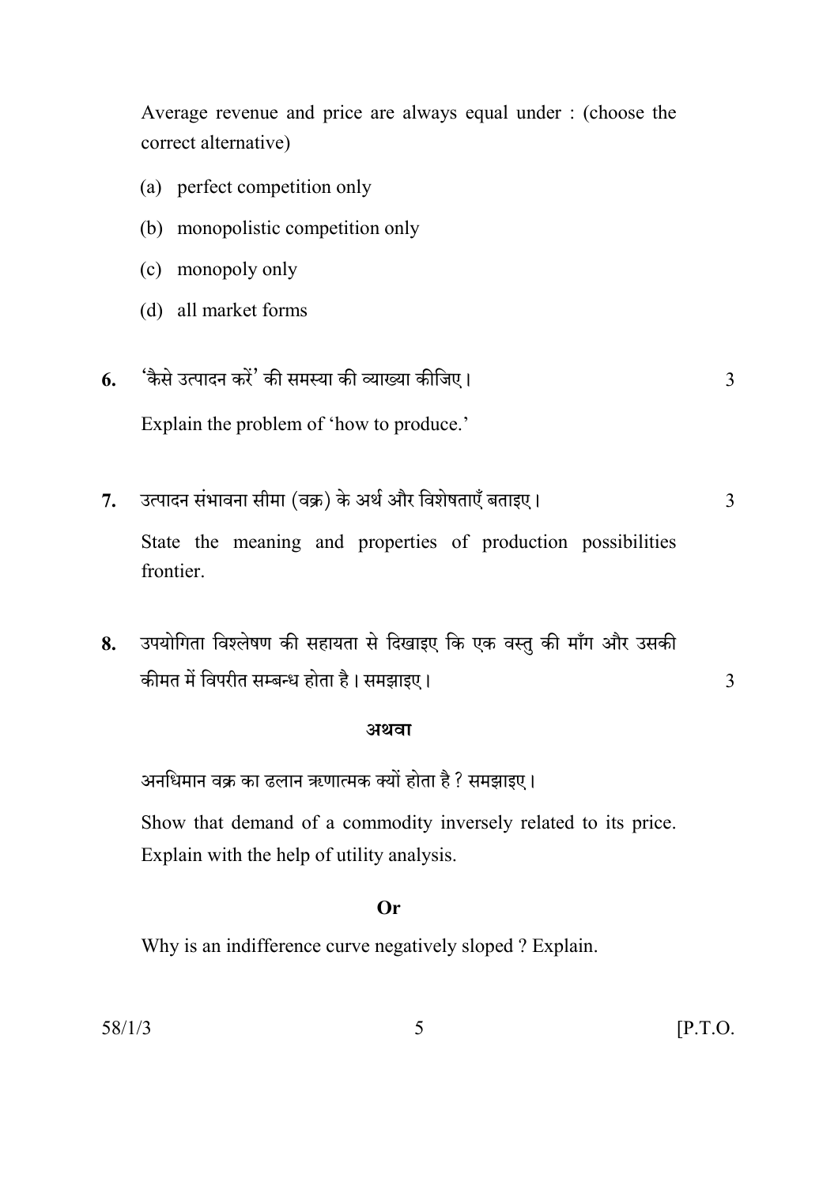Average revenue and price are always equal under : (choose the correct alternative)

(a) perfect competition only

(b) monopolistic competition only

(c) monopoly only

(d) all market forms

**6.** 'कैसे उत्पादन करें' की समस्या की व्याख्या कीजिए। 3

Explain the problem of 'how to produce.'

**7.** उत्पादन संभावना सीमा (वक्र) के अर्थ और विशेषताएँ बताइए। 3

State the meaning and properties of production possibilities frontier.

**8.** उपयोगिता विश्लेषण की सहायता से दिखाइए कि एक वस्तु की माँग और उसकी कीमत में विपरीत सम्बन्ध होता है। समझाइए। 3

**अथवा**

अनधिमान वक्र का ढलान ऋणात्मक क्यों होता है ? समझाइए।

Show that demand of a commodity inversely related to its price. Explain with the help of utility analysis.

**Or**

Why is an indifference curve negatively sloped ? Explain.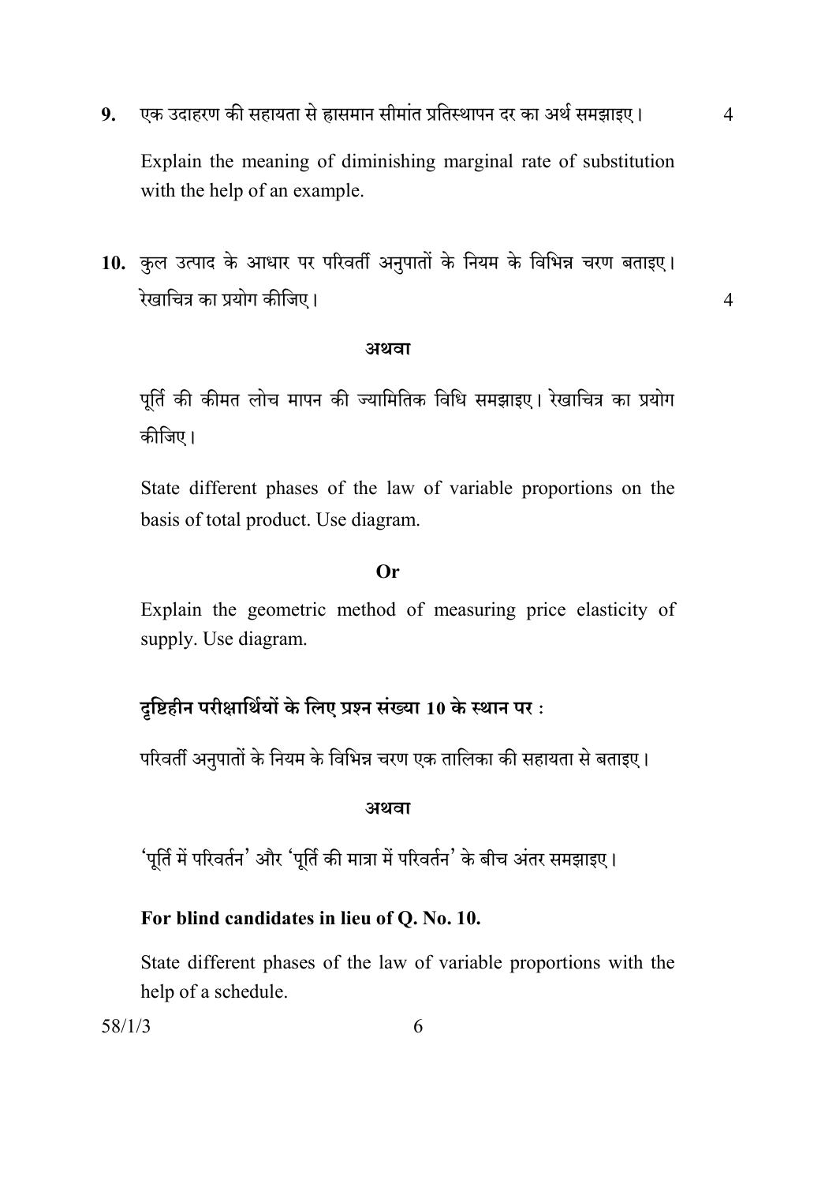9. एक उदाहरण की सहायता से ह्रासमान सीमांत प्रतिस्थापन दर का अर्थ समझाइए। 4

Explain the meaning of diminishing marginal rate of substitution with the help of an example.

10. कुल उत्पाद के आधार पर परिवर्ती अनुपातों के नियम के विभिन्न चरण बताइए। रेखाचित्र का प्रयोग कीजिए। 4

**अथवा**

पूर्ति की कीमत लोच मापन की ज्यामितिक विधि समझाइए। रेखाचित्र का प्रयोग कीजिए।

State different phases of the law of variable proportions on the basis of total product. Use diagram.

**Or**

Explain the geometric method of measuring price elasticity of supply. Use diagram.

**दृष्टिहीन परीक्षार्थियों के लिए प्रश्न संख्या 10 के स्थान पर :**

परिवर्ती अनुपातों के नियम के विभिन्न चरण एक तालिका की सहायता से बताइए।

**अथवा**

'पूर्ति में परिवर्तन' और 'पूर्ति की मात्रा में परिवर्तन' के बीच अंतर समझाइए।

**For blind candidates in lieu of Q. No. 10.**

State different phases of the law of variable proportions with the help of a schedule.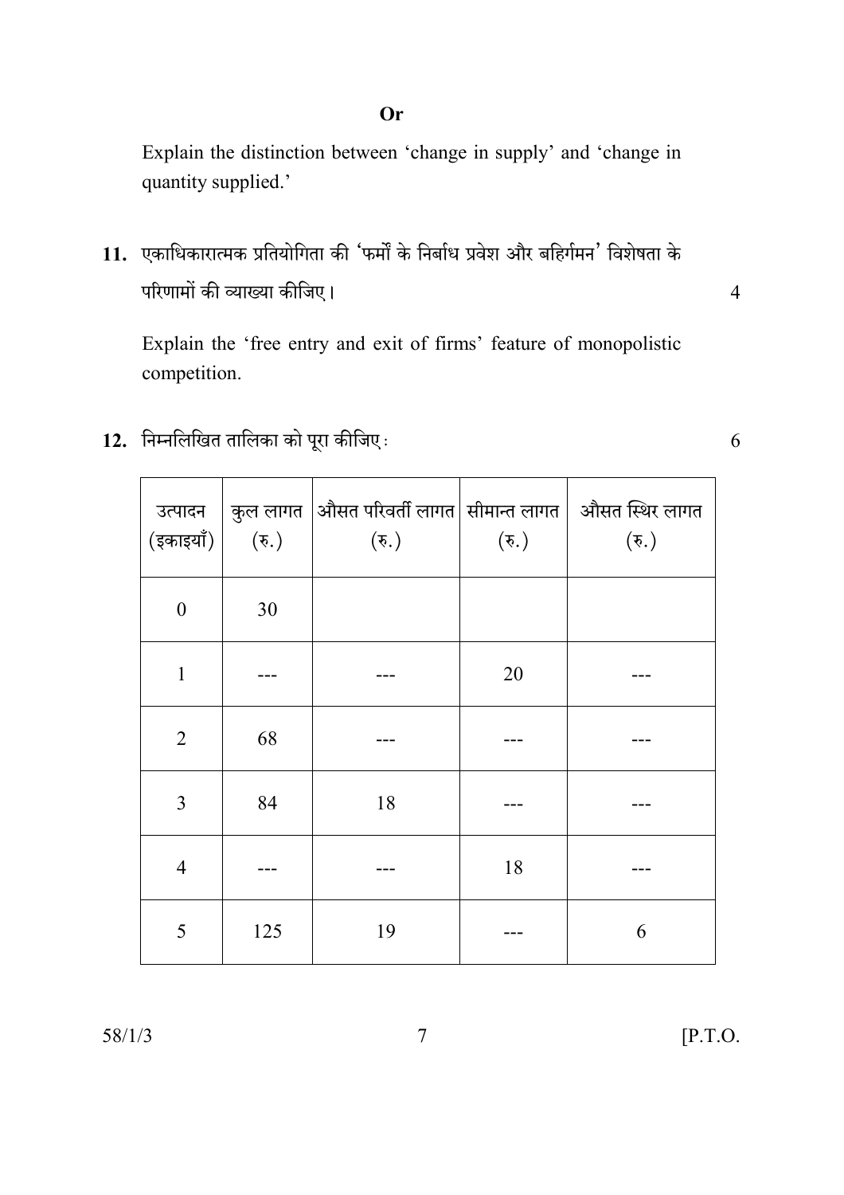**Or**

Explain the distinction between 'change in supply' and 'change in quantity supplied.'

**11.** एकाधिकारात्मक प्रतियोगिता की 'फर्मों के निर्बाध प्रवेश और बहिर्गमन' विशेषता के परिणामों की व्याख्या कीजिए। 4

Explain the 'free entry and exit of firms' feature of monopolistic competition.

**12.** निम्नलिखित तालिका को पूरा कीजिए : 6

| उत्पादन (इकाइयाँ) | कुल लागत (रु.) | औसत परिवर्ती लागत (रु.) | सीमान्त लागत (रु.) | औसत स्थिर लागत (रु.) |
|---|---|---|---|---|
| 0 | 30 | | | |
| 1 | --- | --- | 20 | --- |
| 2 | 68 | --- | --- | --- |
| 3 | 84 | 18 | --- | --- |
| 4 | --- | --- | 18 | --- |
| 5 | 125 | 19 | --- | 6 |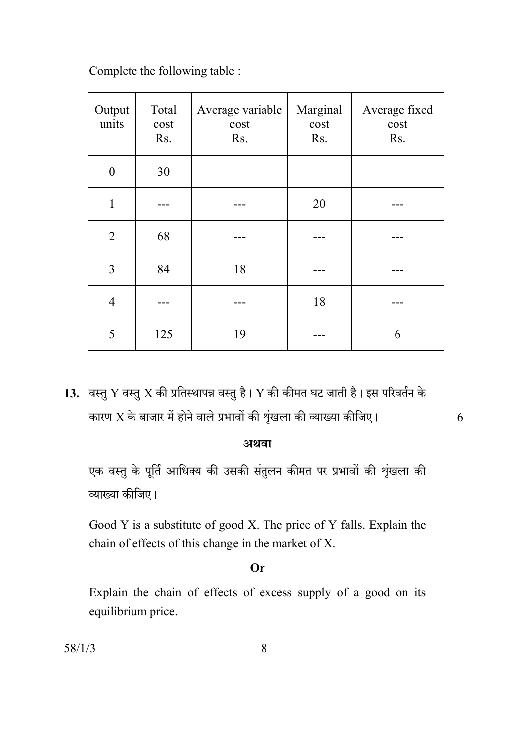Complete the following table :

| Output units | Total cost Rs. | Average variable cost Rs. | Marginal cost Rs. | Average fixed cost Rs. |
|---|---|---|---|---|
| 0 | 30 | | | |
| 1 | --- | --- | 20 | --- |
| 2 | 68 | --- | --- | --- |
| 3 | 84 | 18 | --- | --- |
| 4 | --- | --- | 18 | --- |
| 5 | 125 | 19 | --- | 6 |

**13.** वस्तु Y वस्तु X की प्रतिस्थापन्न वस्तु है। Y की कीमत घट जाती है। इस परिवर्तन के कारण X के बाजार में होने वाले प्रभावों की शृंखला की व्याख्या कीजिए। 6

**अथवा**

एक वस्तु के पूर्ति आधिक्य की उसकी संतुलन कीमत पर प्रभावों की शृंखला की व्याख्या कीजिए।

Good Y is a substitute of good X. The price of Y falls. Explain the chain of effects of this change in the market of X.

**Or**

Explain the chain of effects of excess supply of a good on its equilibrium price.

58/1/3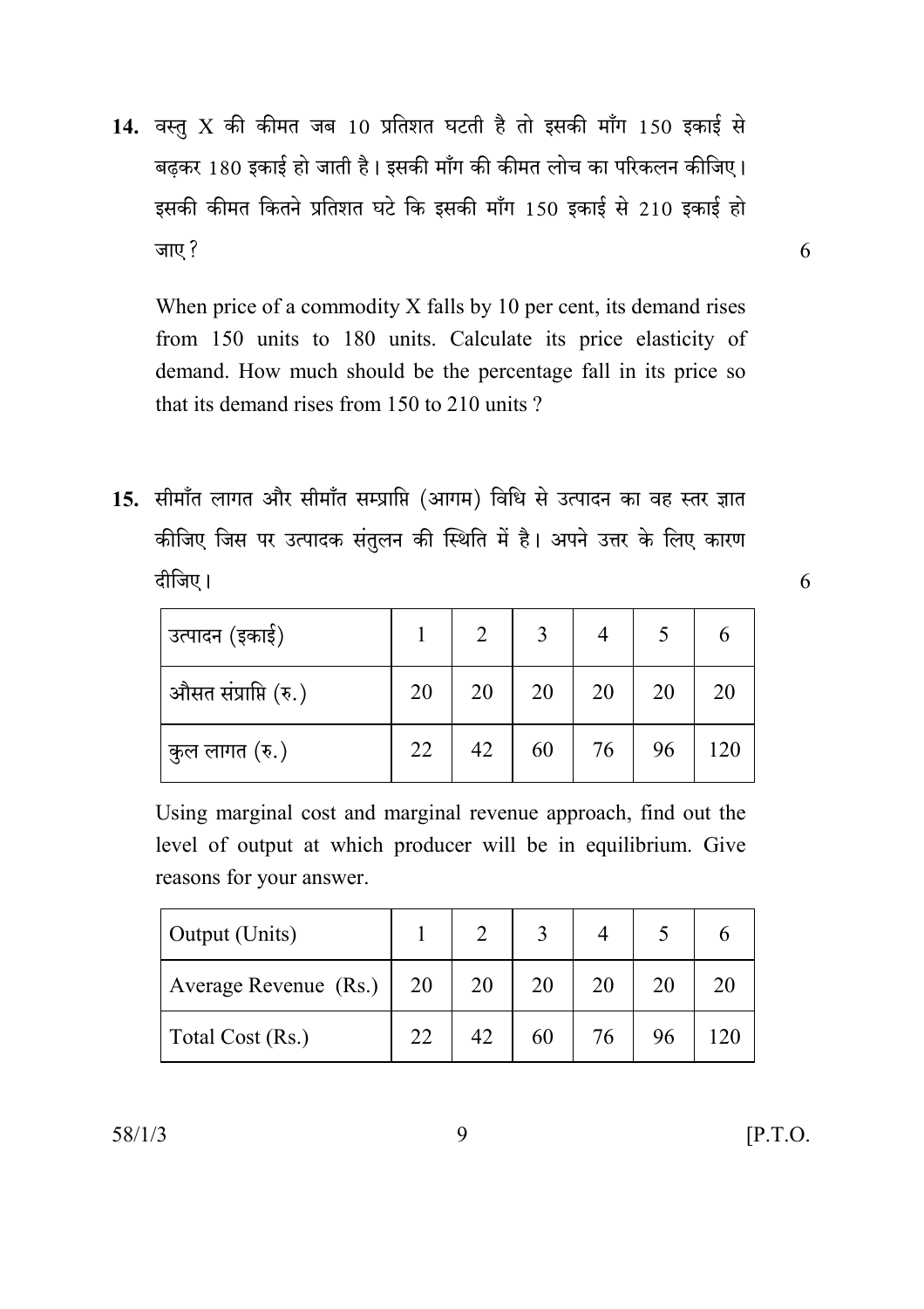**14.** वस्तु X की कीमत जब 10 प्रतिशत घटती है तो इसकी माँग 150 इकाई से बढ़कर 180 इकाई हो जाती है। इसकी माँग की कीमत लोच का परिकलन कीजिए। इसकी कीमत कितने प्रतिशत घटे कि इसकी माँग 150 इकाई से 210 इकाई हो जाए? 6

When price of a commodity X falls by 10 per cent, its demand rises from 150 units to 180 units. Calculate its price elasticity of demand. How much should be the percentage fall in its price so that its demand rises from 150 to 210 units ?

**15.** सीमाँत लागत और सीमाँत सम्प्राप्ति (आगम) विधि से उत्पादन का वह स्तर ज्ञात कीजिए जिस पर उत्पादक संतुलन की स्थिति में है। अपने उत्तर के लिए कारण दीजिए। 6

| उत्पादन (इकाई) | 1 | 2 | 3 | 4 | 5 | 6 |
|---|---|---|---|---|---|---|
| औसत संप्राप्ति (रु.) | 20 | 20 | 20 | 20 | 20 | 20 |
| कुल लागत (रु.) | 22 | 42 | 60 | 76 | 96 | 120 |

Using marginal cost and marginal revenue approach, find out the level of output at which producer will be in equilibrium. Give reasons for your answer.

| Output (Units) | 1 | 2 | 3 | 4 | 5 | 6 |
|---|---|---|---|---|---|---|
| Average Revenue (Rs.) | 20 | 20 | 20 | 20 | 20 | 20 |
| Total Cost (Rs.) | 22 | 42 | 60 | 76 | 96 | 120 |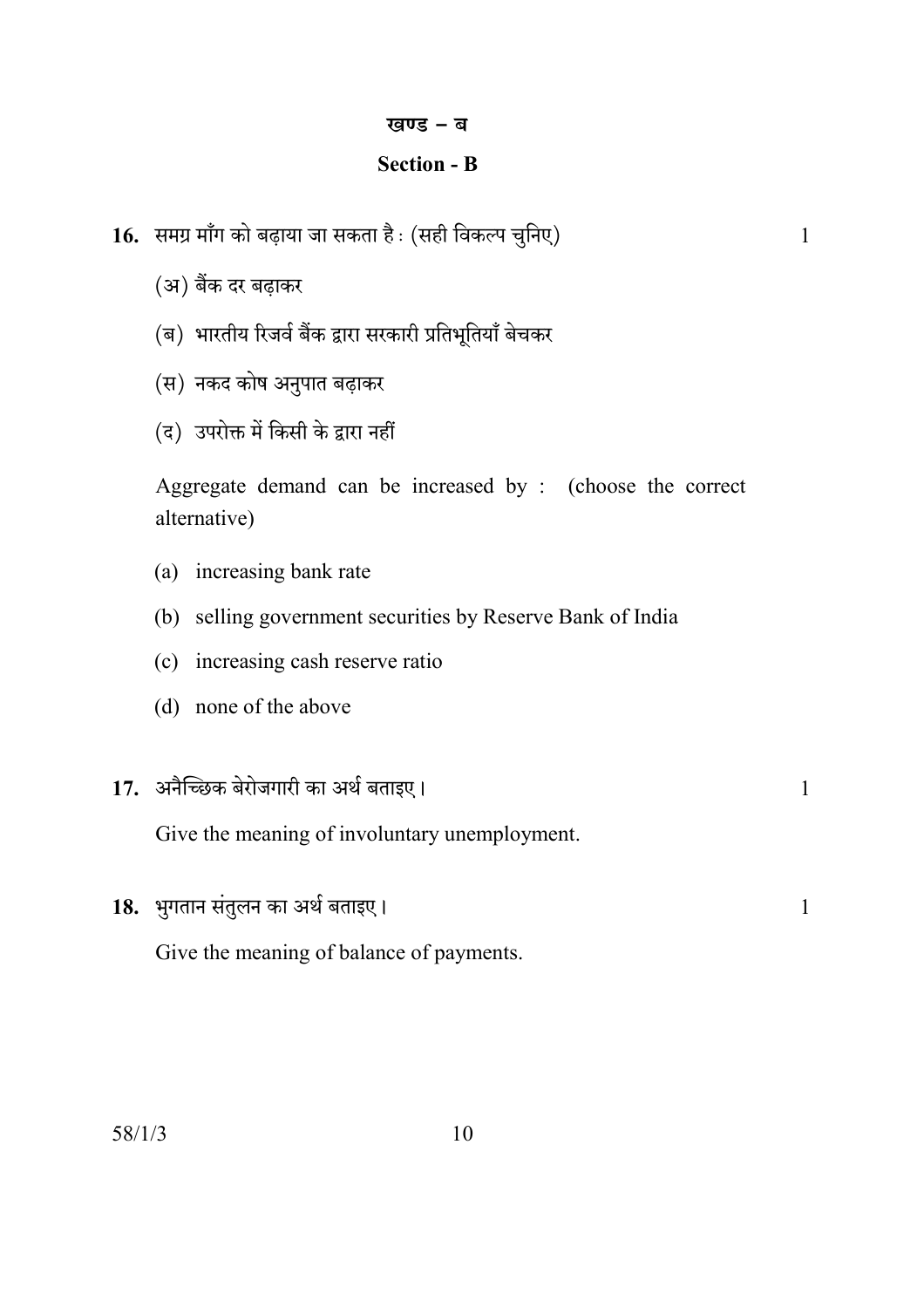## खण्ड – ब

## Section - B

**16.** समग्र माँग को बढ़ाया जा सकता है : (सही विकल्प चुनिए) 1

(अ) बैंक दर बढ़ाकर

(ब) भारतीय रिजर्व बैंक द्वारा सरकारी प्रतिभूतियाँ बेचकर

(स) नकद कोष अनुपात बढ़ाकर

(द) उपरोक्त में किसी के द्वारा नहीं

Aggregate demand can be increased by : (choose the correct alternative)

(a) increasing bank rate

(b) selling government securities by Reserve Bank of India

(c) increasing cash reserve ratio

(d) none of the above

**17.** अनैच्छिक बेरोजगारी का अर्थ बताइए। 1

Give the meaning of involuntary unemployment.

**18.** भुगतान संतुलन का अर्थ बताइए। 1

Give the meaning of balance of payments.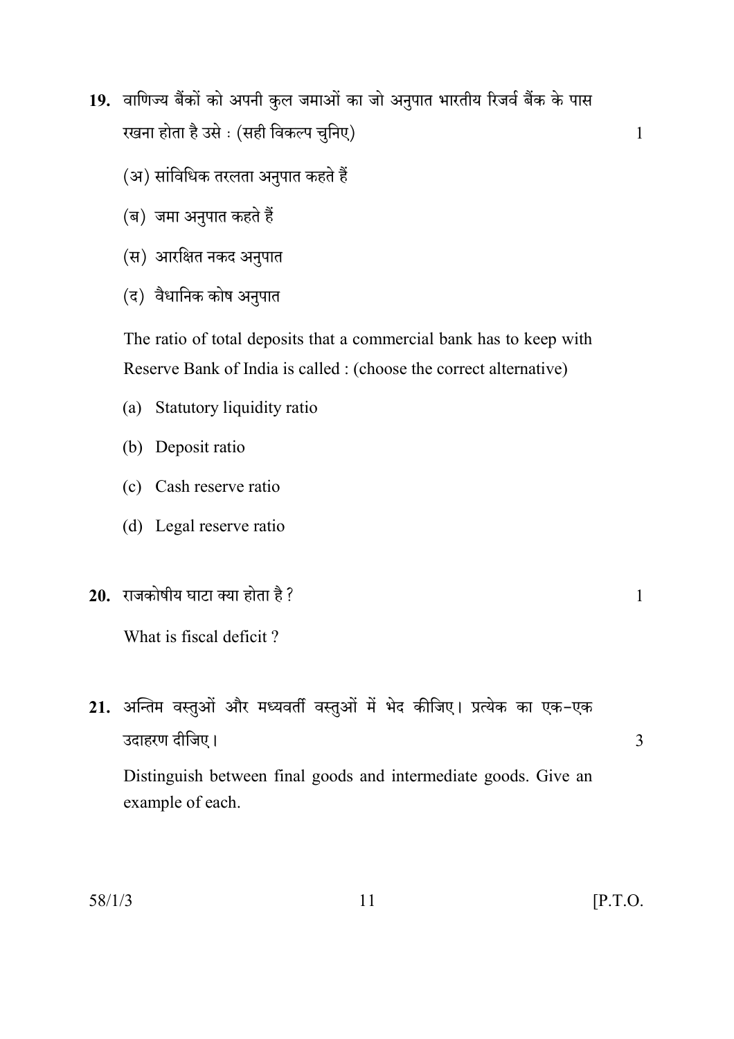**19.** वाणिज्य बैंकों को अपनी कुल जमाओं का जो अनुपात भारतीय रिजर्व बैंक के पास रखना होता है उसे : (सही विकल्प चुनिए) 1

(अ) सांविधिक तरलता अनुपात कहते हैं

(ब) जमा अनुपात कहते हैं

(स) आरक्षित नकद अनुपात

(द) वैधानिक कोष अनुपात

The ratio of total deposits that a commercial bank has to keep with Reserve Bank of India is called : (choose the correct alternative)

(a) Statutory liquidity ratio

(b) Deposit ratio

(c) Cash reserve ratio

(d) Legal reserve ratio

**20.** राजकोषीय घाटा क्या होता है ? 1

What is fiscal deficit ?

**21.** अन्तिम वस्तुओं और मध्यवर्ती वस्तुओं में भेद कीजिए। प्रत्येक का एक-एक उदाहरण दीजिए। 3

Distinguish between final goods and intermediate goods. Give an example of each.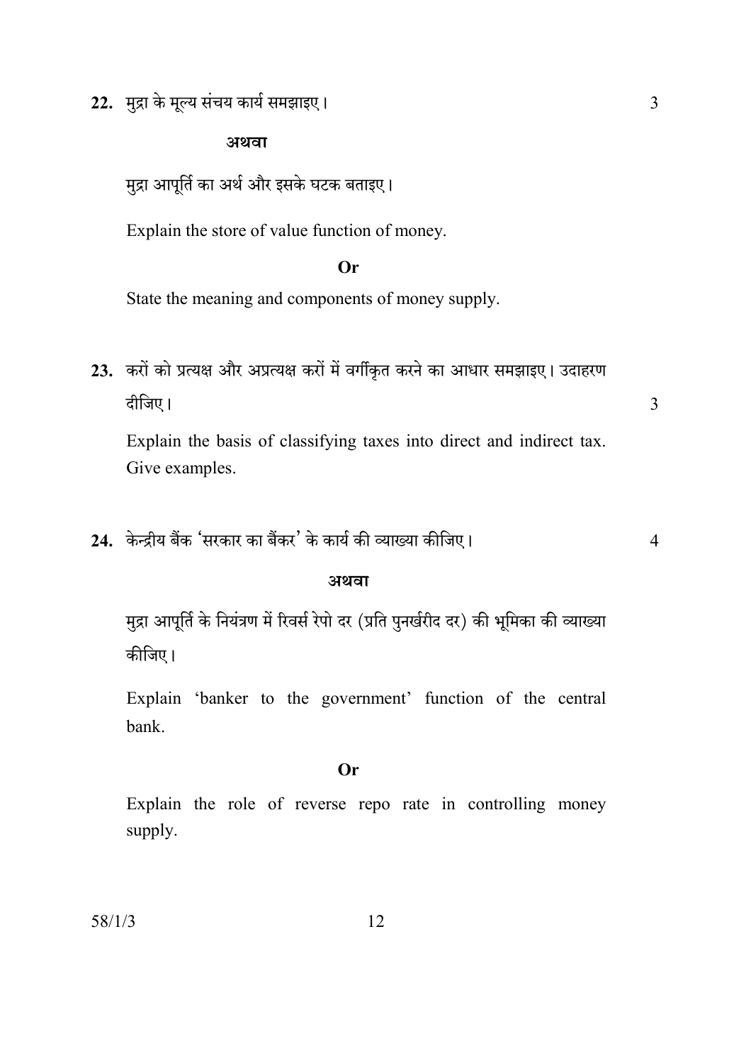22. मुद्रा के मूल्य संचय कार्य समझाइए। 3

**अथवा**

मुद्रा आपूर्ति का अर्थ और इसके घटक बताइए।

Explain the store of value function of money.

**Or**

State the meaning and components of money supply.

23. करों को प्रत्यक्ष और अप्रत्यक्ष करों में वर्गीकृत करने का आधार समझाइए। उदाहरण दीजिए। 3

Explain the basis of classifying taxes into direct and indirect tax. Give examples.

24. केन्द्रीय बैंक 'सरकार का बैंकर' के कार्य की व्याख्या कीजिए। 4

**अथवा**

मुद्रा आपूर्ति के नियंत्रण में रिवर्स रेपो दर (प्रति पुनर्खरीद दर) की भूमिका की व्याख्या कीजिए।

Explain 'banker to the government' function of the central bank.

**Or**

Explain the role of reverse repo rate in controlling money supply.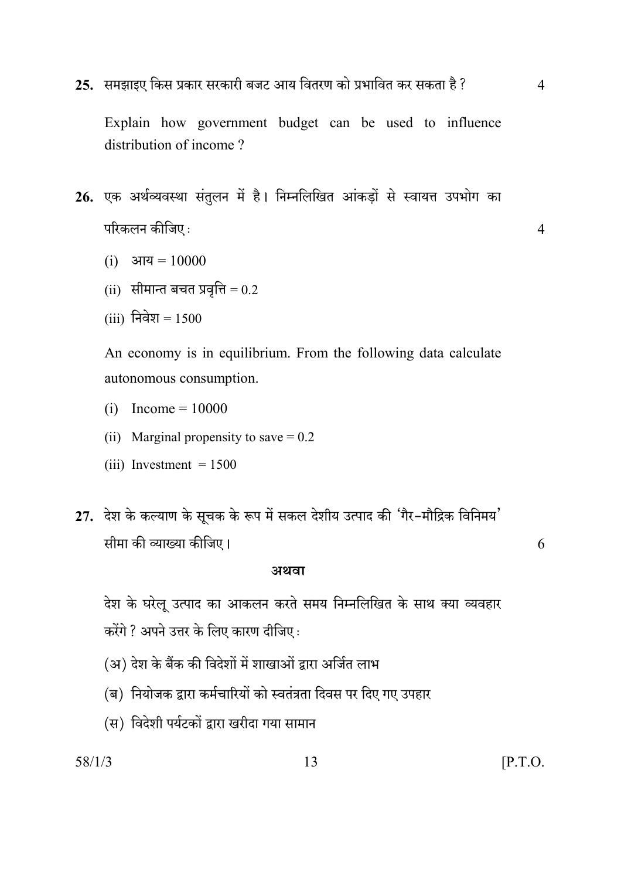**25.** समझाइए किस प्रकार सरकारी बजट आय वितरण को प्रभावित कर सकता है ? 4

Explain how government budget can be used to influence distribution of income ?

**26.** एक अर्थव्यवस्था संतुलन में है। निम्नलिखित आंकड़ों से स्वायत्त उपभोग का परिकलन कीजिए : 4

(i) आय = 10000

(ii) सीमान्त बचत प्रवृत्ति = 0.2

(iii) निवेश = 1500

An economy is in equilibrium. From the following data calculate autonomous consumption.

(i) Income = 10000

(ii) Marginal propensity to save = 0.2

(iii) Investment = 1500

**27.** देश के कल्याण के सूचक के रूप में सकल देशीय उत्पाद की 'गैर-मौद्रिक विनिमय' सीमा की व्याख्या कीजिए। 6

**अथवा**

देश के घरेलू उत्पाद का आकलन करते समय निम्नलिखित के साथ क्या व्यवहार करेंगे ? अपने उत्तर के लिए कारण दीजिए :

(अ) देश के बैंक की विदेशों में शाखाओं द्वारा अर्जित लाभ

(ब) नियोजक द्वारा कर्मचारियों को स्वतंत्रता दिवस पर दिए गए उपहार

(स) विदेशी पर्यटकों द्वारा खरीदा गया सामान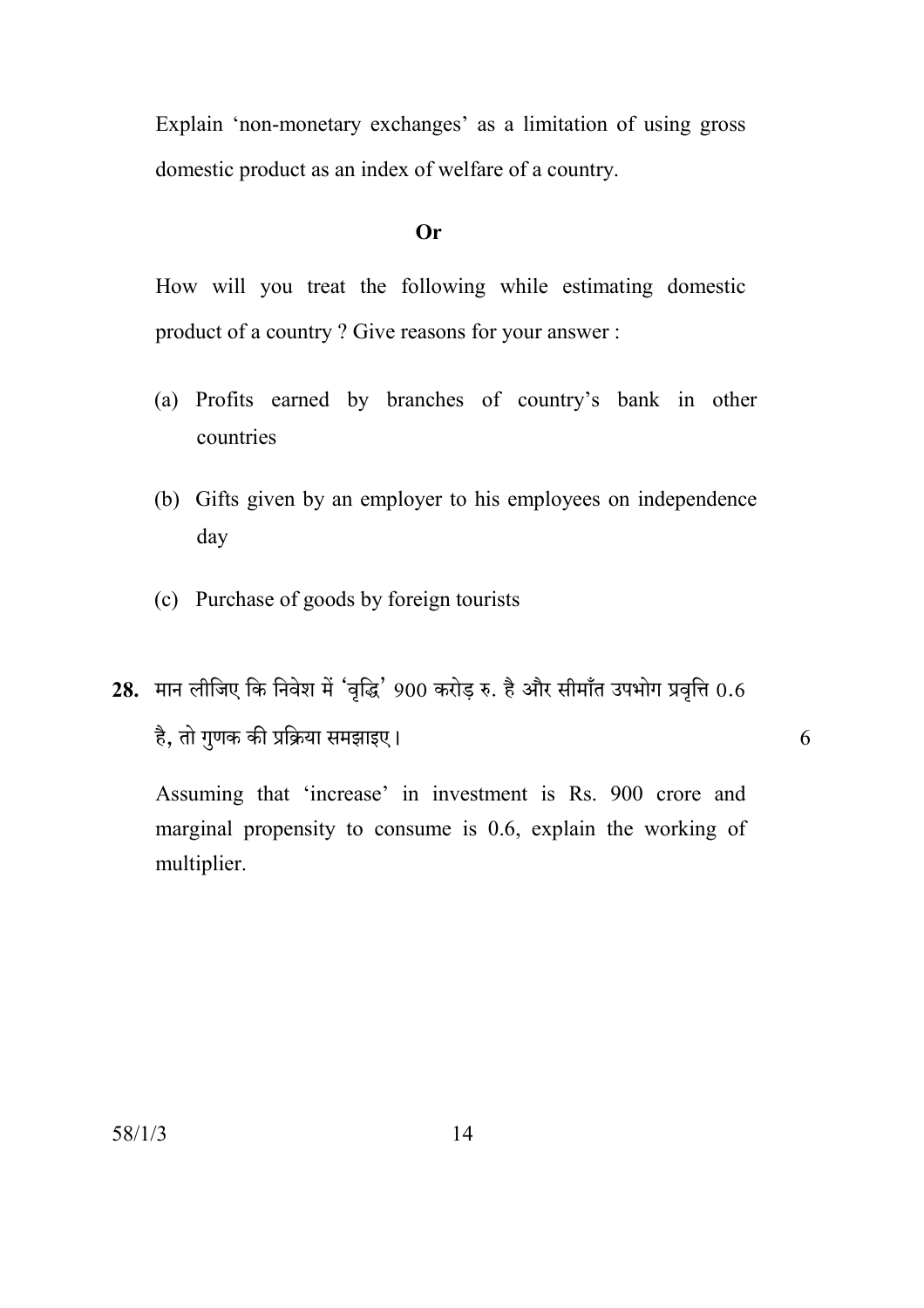Explain 'non-monetary exchanges' as a limitation of using gross domestic product as an index of welfare of a country.

**Or**

How will you treat the following while estimating domestic product of a country ? Give reasons for your answer :

(a) Profits earned by branches of country's bank in other countries

(b) Gifts given by an employer to his employees on independence day

(c) Purchase of goods by foreign tourists

**28.** मान लीजिए कि निवेश में 'वृद्धि' 900 करोड़ रु. है और सीमाँत उपभोग प्रवृत्ति 0.6 है, तो गुणक की प्रक्रिया समझाइए। 6

Assuming that 'increase' in investment is Rs. 900 crore and marginal propensity to consume is 0.6, explain the working of multiplier.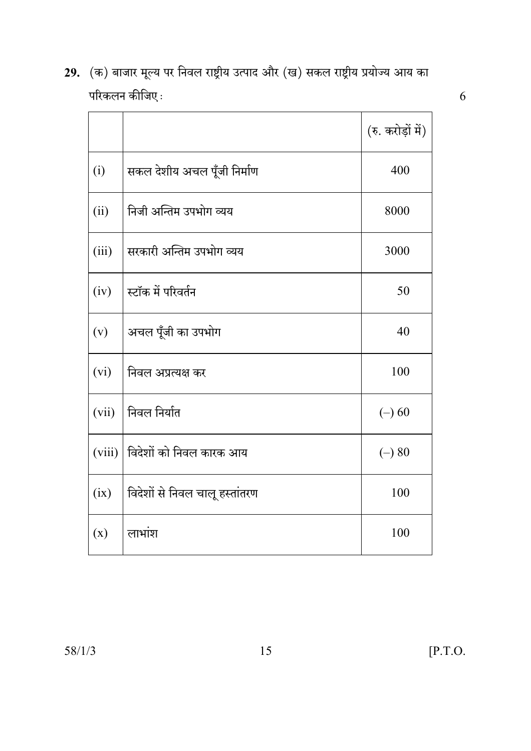**29.** (क) बाजार मूल्य पर निवल राष्ट्रीय उत्पाद और (ख) सकल राष्ट्रीय प्रयोज्य आय का परिकलन कीजिए : 6

| | | (रु. करोड़ों में) |
|---|---|---|
| (i) | सकल देशीय अचल पूँजी निर्माण | 400 |
| (ii) | निजी अन्तिम उपभोग व्यय | 8000 |
| (iii) | सरकारी अन्तिम उपभोग व्यय | 3000 |
| (iv) | स्टॉक में परिवर्तन | 50 |
| (v) | अचल पूँजी का उपभोग | 40 |
| (vi) | निवल अप्रत्यक्ष कर | 100 |
| (vii) | निवल निर्यात | (–) 60 |
| (viii) | विदेशों को निवल कारक आय | (–) 80 |
| (ix) | विदेशों से निवल चालू हस्तांतरण | 100 |
| (x) | लाभांश | 100 |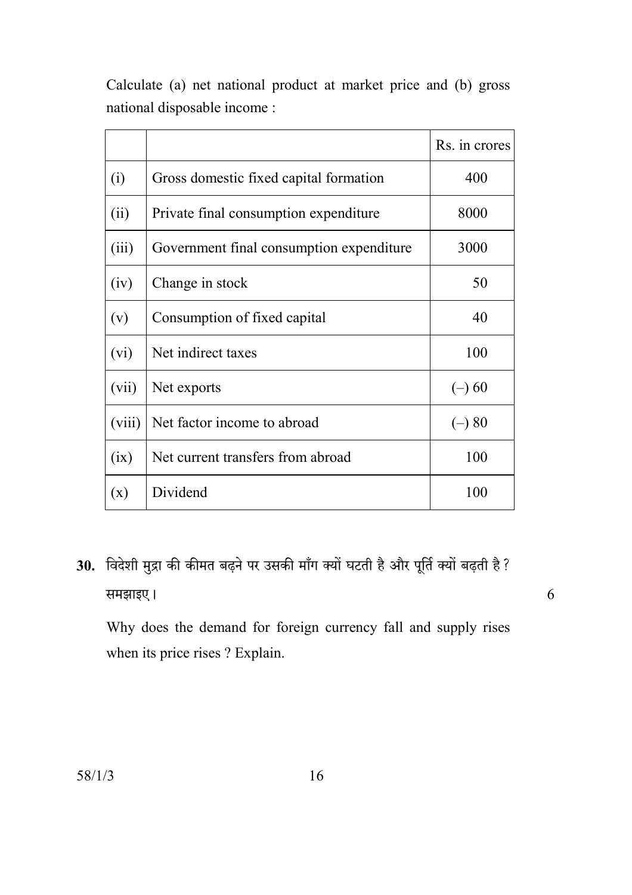Calculate (a) net national product at market price and (b) gross national disposable income :

| | | Rs. in crores |
|---|---|---|
| (i) | Gross domestic fixed capital formation | 400 |
| (ii) | Private final consumption expenditure | 8000 |
| (iii) | Government final consumption expenditure | 3000 |
| (iv) | Change in stock | 50 |
| (v) | Consumption of fixed capital | 40 |
| (vi) | Net indirect taxes | 100 |
| (vii) | Net exports | (–) 60 |
| (viii) | Net factor income to abroad | (–) 80 |
| (ix) | Net current transfers from abroad | 100 |
| (x) | Dividend | 100 |

**30.** विदेशी मुद्रा की कीमत बढ़ने पर उसकी माँग क्यों घटती है और पूर्ति क्यों बढ़ती है ? समझाइए। 6

Why does the demand for foreign currency fall and supply rises when its price rises ? Explain.

58/1/3